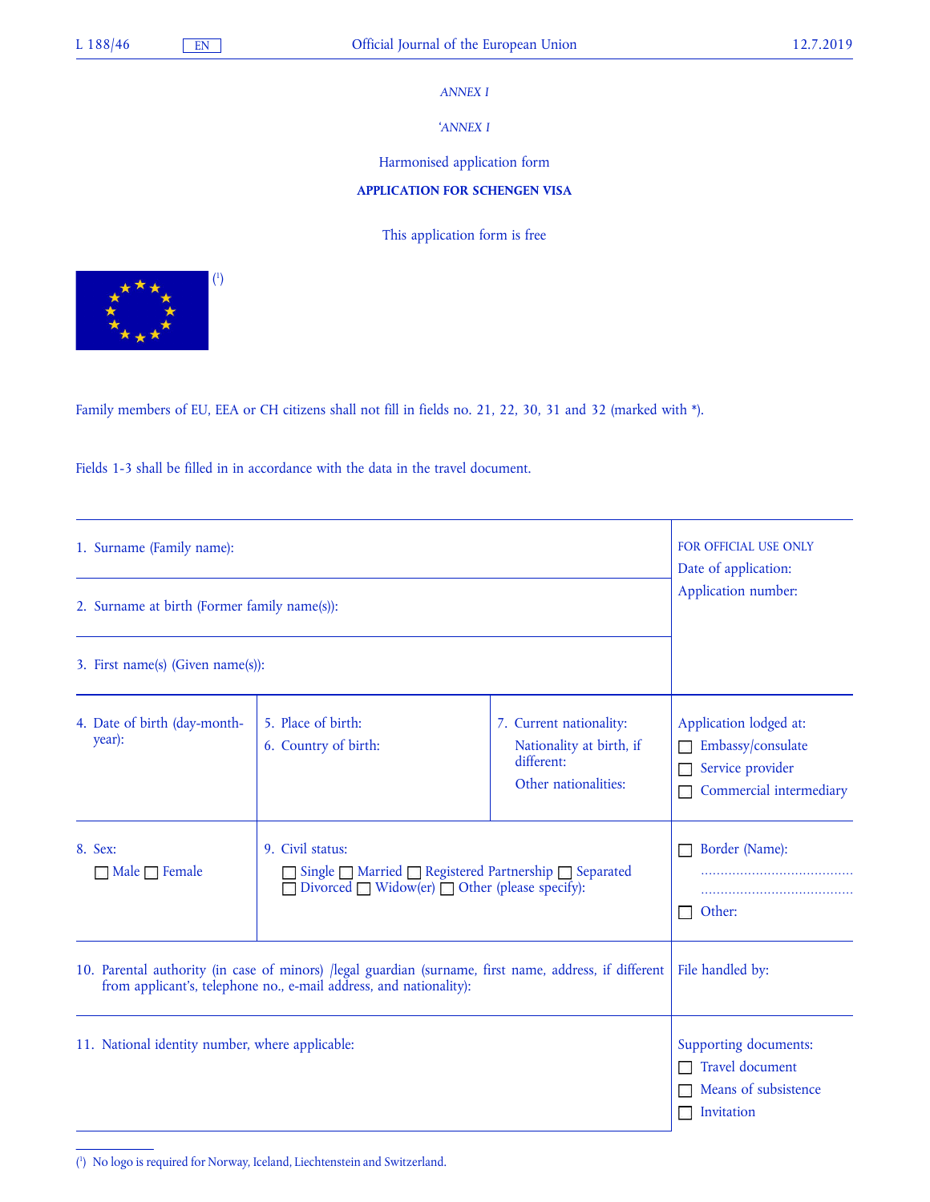*ANNEX I*

*'ANNEX I*

Harmonised application form

**APPLICATION FOR SCHENGEN VISA**

This application form is free

(1)

Family members of EU, EEA or CH citizens shall not fill in fields no. 21, 22, 30, 31 and 32 (marked with *).

Fields 1-3 shall be filled in in accordance with the data in the travel document.

| | | | FOR OFFICIAL USE ONLY |
|---|---|---|---|
| 1. Surname (Family name): | | | Date of application:<br>Application number: |
| 2. Surname at birth (Former family name(s)): | | | |
| 3. First name(s) (Given name(s)): | | | |
| 4. Date of birth (day-month-year): | 5. Place of birth:<br>6. Country of birth: | 7. Current nationality:<br>Nationality at birth, if different:<br>Other nationalities: | Application lodged at:<br>☐ Embassy/consulate<br>☐ Service provider<br>☐ Commercial intermediary |
| 8. Sex:<br>☐ Male ☐ Female | 9. Civil status:<br>☐ Single ☐ Married ☐ Registered Partnership ☐ Separated ☐ Divorced ☐ Widow(er) ☐ Other (please specify): | | ☐ Border (Name):<br>……………………………<br>……………………………<br>☐ Other: |
| 10. Parental authority (in case of minors) /legal guardian (surname, first name, address, if different from applicant's, telephone no., e-mail address, and nationality): | | | File handled by: |
| 11. National identity number, where applicable: | | | Supporting documents:<br>☐ Travel document<br>☐ Means of subsistence<br>☐ Invitation |

(1) No logo is required for Norway, Iceland, Liechtenstein and Switzerland.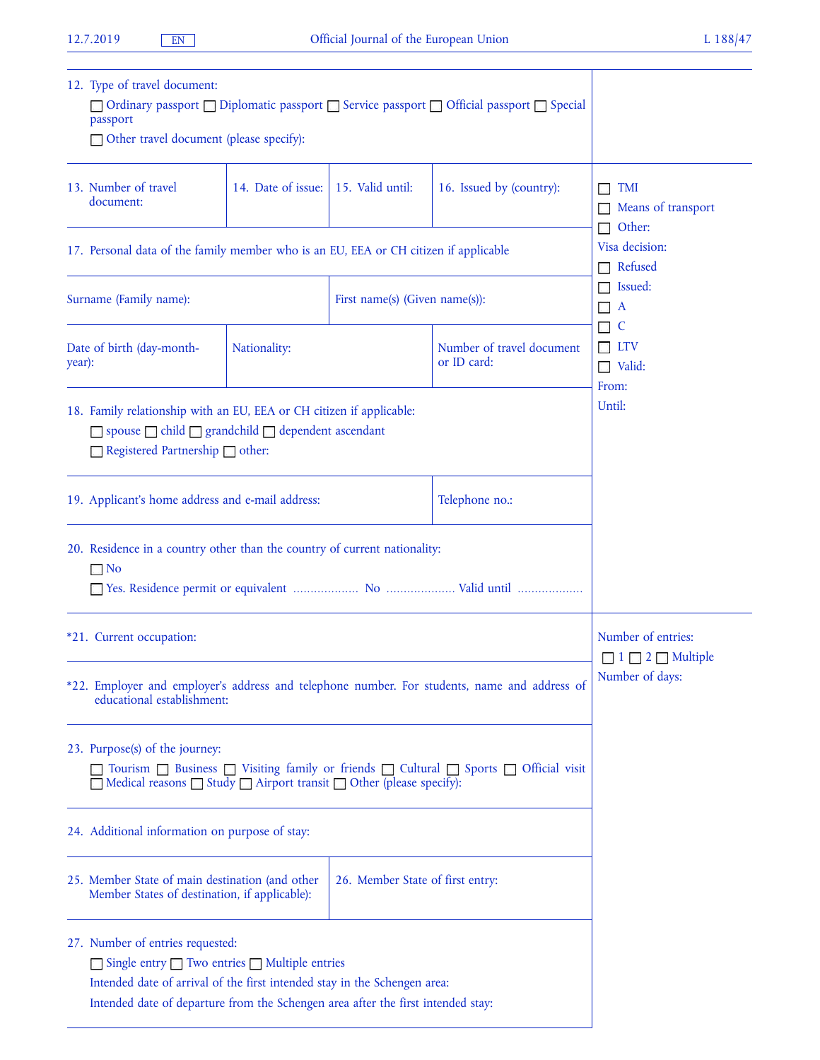12. Type of travel document:

☐ Ordinary passport ☐ Diplomatic passport ☐ Service passport ☐ Official passport ☐ Special passport

☐ Other travel document (please specify):

| 13. Number of travel document: | 14. Date of issue: | 15. Valid until: | 16. Issued by (country): |
|---|---|---|---|

17. Personal data of the family member who is an EU, EEA or CH citizen if applicable

| Surname (Family name): | First name(s) (Given name(s)): |
|---|---|

| Date of birth (day-month-year): | Nationality: | Number of travel document or ID card: |
|---|---|---|

18. Family relationship with an EU, EEA or CH citizen if applicable:

☐ spouse ☐ child ☐ grandchild ☐ dependent ascendant

☐ Registered Partnership ☐ other:

| 19. Applicant's home address and e-mail address: | Telephone no.: |
|---|---|

20. Residence in a country other than the country of current nationality:

☐ No

☐ Yes. Residence permit or equivalent .................. No .................... Valid until ..................

*21. Current occupation:

*22. Employer and employer's address and telephone number. For students, name and address of educational establishment:

23. Purpose(s) of the journey:

☐ Tourism ☐ Business ☐ Visiting family or friends ☐ Cultural ☐ Sports ☐ Official visit ☐ Medical reasons ☐ Study ☐ Airport transit ☐ Other (please specify):

24. Additional information on purpose of stay:

| 25. Member State of main destination (and other Member States of destination, if applicable): | 26. Member State of first entry: |
|---|---|

27. Number of entries requested:

☐ Single entry ☐ Two entries ☐ Multiple entries

Intended date of arrival of the first intended stay in the Schengen area:

Intended date of departure from the Schengen area after the first intended stay:

---

☐ TMI

☐ Means of transport

☐ Other:

Visa decision:

☐ Refused

☐ Issued:

☐ A

☐ C

☐ LTV

☐ Valid:

From:

Until:

Number of entries:

☐ 1 ☐ 2 ☐ Multiple

Number of days: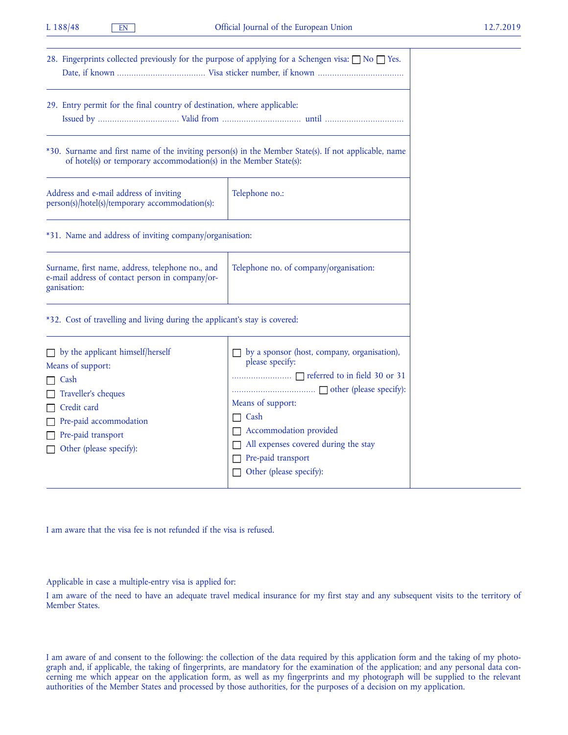28. Fingerprints collected previously for the purpose of applying for a Schengen visa: ☐ No ☐ Yes.
Date, if known .................................... Visa sticker number, if known ....................................

29. Entry permit for the final country of destination, where applicable:
Issued by .................................. Valid from ................................ until ................................

*30. Surname and first name of the inviting person(s) in the Member State(s). If not applicable, name of hotel(s) or temporary accommodation(s) in the Member State(s):

| Address and e-mail address of inviting person(s)/hotel(s)/temporary accommodation(s): | Telephone no.: |
|---|---|

*31. Name and address of inviting company/organisation:

| Surname, first name, address, telephone no., and e-mail address of contact person in company/organisation: | Telephone no. of company/organisation: |
|---|---|

*32. Cost of travelling and living during the applicant's stay is covered:

| ☐ by the applicant himself/herself<br>Means of support:<br>☐ Cash<br>☐ Traveller's cheques<br>☐ Credit card<br>☐ Pre-paid accommodation<br>☐ Pre-paid transport<br>☐ Other (please specify): | ☐ by a sponsor (host, company, organisation), please specify:<br>......................... ☐ referred to in field 30 or 31<br>.................................... ☐ other (please specify):<br>Means of support:<br>☐ Cash<br>☐ Accommodation provided<br>☐ All expenses covered during the stay<br>☐ Pre-paid transport<br>☐ Other (please specify): |
|---|---|

I am aware that the visa fee is not refunded if the visa is refused.

Applicable in case a multiple-entry visa is applied for:

I am aware of the need to have an adequate travel medical insurance for my first stay and any subsequent visits to the territory of Member States.

I am aware of and consent to the following: the collection of the data required by this application form and the taking of my photograph and, if applicable, the taking of fingerprints, are mandatory for the examination of the application; and any personal data concerning me which appear on the application form, as well as my fingerprints and my photograph will be supplied to the relevant authorities of the Member States and processed by those authorities, for the purposes of a decision on my application.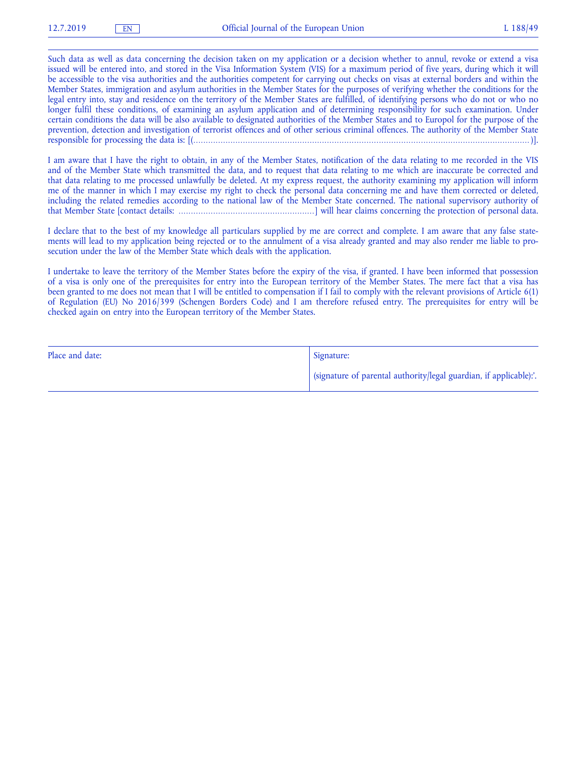Such data as well as data concerning the decision taken on my application or a decision whether to annul, revoke or extend a visa issued will be entered into, and stored in the Visa Information System (VIS) for a maximum period of five years, during which it will be accessible to the visa authorities and the authorities competent for carrying out checks on visas at external borders and within the Member States, immigration and asylum authorities in the Member States for the purposes of verifying whether the conditions for the legal entry into, stay and residence on the territory of the Member States are fulfilled, of identifying persons who do not or who no longer fulfil these conditions, of examining an asylum application and of determining responsibility for such examination. Under certain conditions the data will be also available to designated authorities of the Member States and to Europol for the purpose of the prevention, detection and investigation of terrorist offences and of other serious criminal offences. The authority of the Member State responsible for processing the data is: [(…)].

I am aware that I have the right to obtain, in any of the Member States, notification of the data relating to me recorded in the VIS and of the Member State which transmitted the data, and to request that data relating to me which are inaccurate be corrected and that data relating to me processed unlawfully be deleted. At my express request, the authority examining my application will inform me of the manner in which I may exercise my right to check the personal data concerning me and have them corrected or deleted, including the related remedies according to the national law of the Member State concerned. The national supervisory authority of that Member State [contact details: …] will hear claims concerning the protection of personal data.

I declare that to the best of my knowledge all particulars supplied by me are correct and complete. I am aware that any false statements will lead to my application being rejected or to the annulment of a visa already granted and may also render me liable to prosecution under the law of the Member State which deals with the application.

I undertake to leave the territory of the Member States before the expiry of the visa, if granted. I have been informed that possession of a visa is only one of the prerequisites for entry into the European territory of the Member States. The mere fact that a visa has been granted to me does not mean that I will be entitled to compensation if I fail to comply with the relevant provisions of Article 6(1) of Regulation (EU) No 2016/399 (Schengen Borders Code) and I am therefore refused entry. The prerequisites for entry will be checked again on entry into the European territory of the Member States.

| | |
|---|---|
| Place and date: | Signature:<br><br>(signature of parental authority/legal guardian, if applicable):'. |